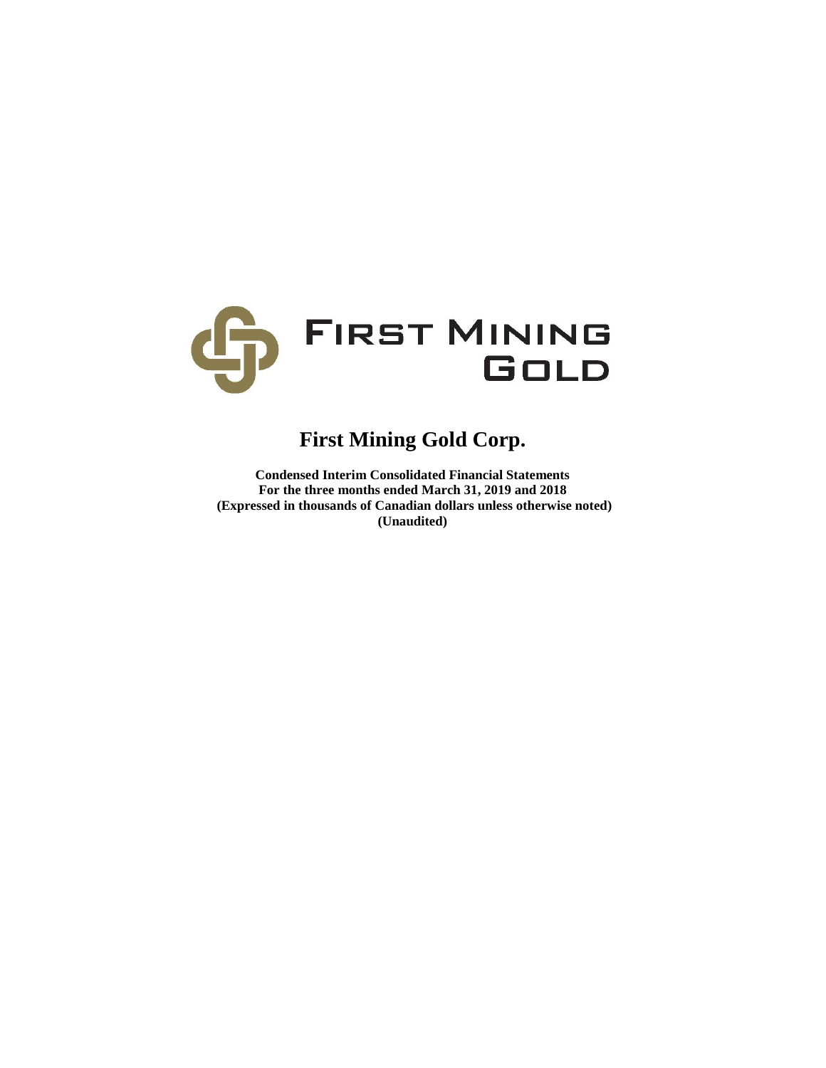FIRST MINING GOLD

# First Mining Gold Corp.

**Condensed Interim Consolidated Financial Statements**
**For the three months ended March 31, 2019 and 2018**
**(Expressed in thousands of Canadian dollars unless otherwise noted)**
**(Unaudited)**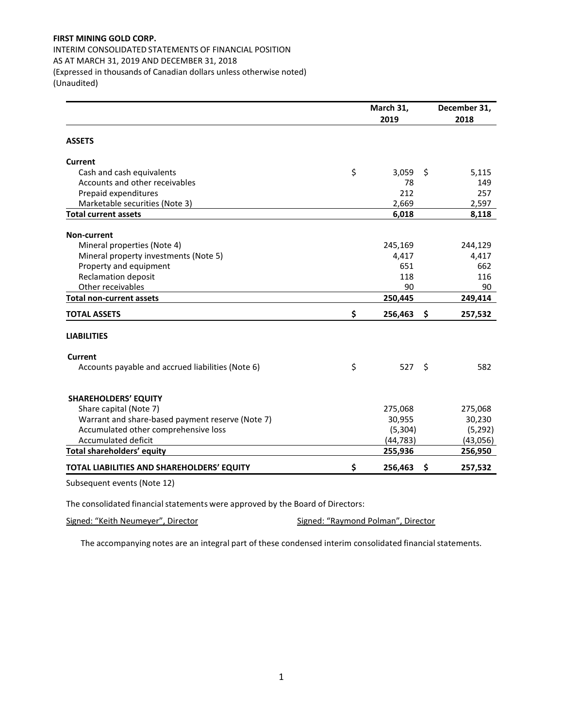**FIRST MINING GOLD CORP.**
INTERIM CONSOLIDATED STATEMENTS OF FINANCIAL POSITION
AS AT MARCH 31, 2019 AND DECEMBER 31, 2018
(Expressed in thousands of Canadian dollars unless otherwise noted)
(Unaudited)

| | March 31, 2019 | December 31, 2018 |
|---|---|---|
| **ASSETS** | | |
| **Current** | | |
| Cash and cash equivalents | $ 3,059 | $ 5,115 |
| Accounts and other receivables | 78 | 149 |
| Prepaid expenditures | 212 | 257 |
| Marketable securities (Note 3) | 2,669 | 2,597 |
| **Total current assets** | **6,018** | **8,118** |
| **Non-current** | | |
| Mineral properties (Note 4) | 245,169 | 244,129 |
| Mineral property investments (Note 5) | 4,417 | 4,417 |
| Property and equipment | 651 | 662 |
| Reclamation deposit | 118 | 116 |
| Other receivables | 90 | 90 |
| **Total non-current assets** | **250,445** | **249,414** |
| **TOTAL ASSETS** | **$ 256,463** | **$ 257,532** |
| **LIABILITIES** | | |
| **Current** | | |
| Accounts payable and accrued liabilities (Note 6) | $ 527 | $ 582 |
| **SHAREHOLDERS' EQUITY** | | |
| Share capital (Note 7) | 275,068 | 275,068 |
| Warrant and share-based payment reserve (Note 7) | 30,955 | 30,230 |
| Accumulated other comprehensive loss | (5,304) | (5,292) |
| Accumulated deficit | (44,783) | (43,056) |
| **Total shareholders' equity** | **255,936** | **256,950** |
| **TOTAL LIABILITIES AND SHAREHOLDERS' EQUITY** | **$ 256,463** | **$ 257,532** |

Subsequent events (Note 12)

The consolidated financial statements were approved by the Board of Directors:

Signed: "Keith Neumeyer", Director

Signed: "Raymond Polman", Director

The accompanying notes are an integral part of these condensed interim consolidated financial statements.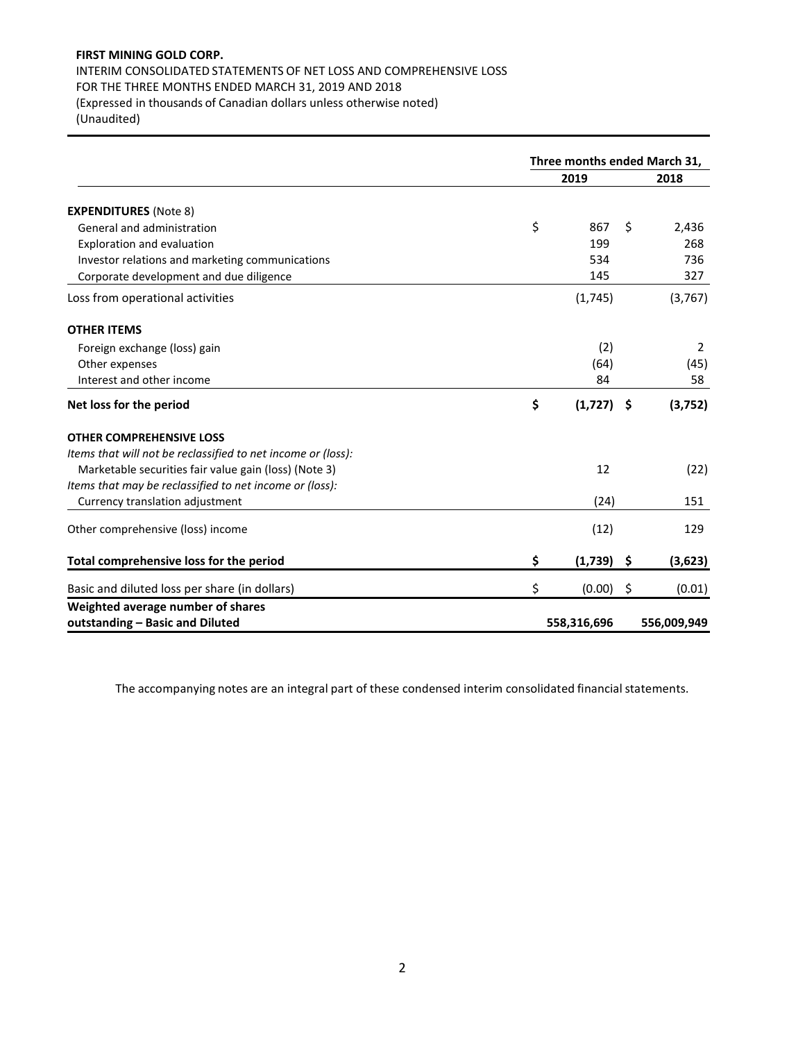**FIRST MINING GOLD CORP.**
INTERIM CONSOLIDATED STATEMENTS OF NET LOSS AND COMPREHENSIVE LOSS
FOR THE THREE MONTHS ENDED MARCH 31, 2019 AND 2018
(Expressed in thousands of Canadian dollars unless otherwise noted)
(Unaudited)

| | Three months ended March 31, | |
|---|---|---|
| | **2019** | **2018** |
| **EXPENDITURES** (Note 8) | | |
| General and administration | $ 867 | $ 2,436 |
| Exploration and evaluation | 199 | 268 |
| Investor relations and marketing communications | 534 | 736 |
| Corporate development and due diligence | 145 | 327 |
| Loss from operational activities | (1,745) | (3,767) |
| **OTHER ITEMS** | | |
| Foreign exchange (loss) gain | (2) | 2 |
| Other expenses | (64) | (45) |
| Interest and other income | 84 | 58 |
| **Net loss for the period** | **$ (1,727)** | **$ (3,752)** |
| **OTHER COMPREHENSIVE LOSS** | | |
| *Items that will not be reclassified to net income or (loss):* | | |
| Marketable securities fair value gain (loss) (Note 3) | 12 | (22) |
| *Items that may be reclassified to net income or (loss):* | | |
| Currency translation adjustment | (24) | 151 |
| Other comprehensive (loss) income | (12) | 129 |
| **Total comprehensive loss for the period** | **$ (1,739)** | **$ (3,623)** |
| Basic and diluted loss per share (in dollars) | $ (0.00) | $ (0.01) |
| **Weighted average number of shares outstanding – Basic and Diluted** | **558,316,696** | **556,009,949** |

The accompanying notes are an integral part of these condensed interim consolidated financial statements.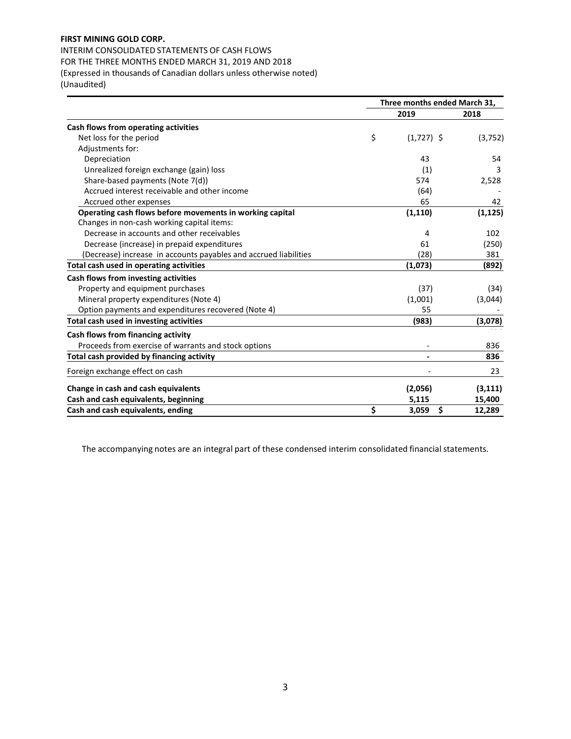**FIRST MINING GOLD CORP.**

INTERIM CONSOLIDATED STATEMENTS OF CASH FLOWS
FOR THE THREE MONTHS ENDED MARCH 31, 2019 AND 2018
(Expressed in thousands of Canadian dollars unless otherwise noted)
(Unaudited)

| | Three months ended March 31, | |
|---|---|---|
| | **2019** | **2018** |
| **Cash flows from operating activities** | | |
| Net loss for the period | $ (1,727) | $ (3,752) |
| Adjustments for: | | |
| Depreciation | 43 | 54 |
| Unrealized foreign exchange (gain) loss | (1) | 3 |
| Share-based payments (Note 7(d)) | 574 | 2,528 |
| Accrued interest receivable and other income | (64) | - |
| Accrued other expenses | 65 | 42 |
| **Operating cash flows before movements in working capital** | **(1,110)** | **(1,125)** |
| Changes in non-cash working capital items: | | |
| Decrease in accounts and other receivables | 4 | 102 |
| Decrease (increase) in prepaid expenditures | 61 | (250) |
| (Decrease) increase in accounts payables and accrued liabilities | (28) | 381 |
| **Total cash used in operating activities** | **(1,073)** | **(892)** |
| **Cash flows from investing activities** | | |
| Property and equipment purchases | (37) | (34) |
| Mineral property expenditures (Note 4) | (1,001) | (3,044) |
| Option payments and expenditures recovered (Note 4) | 55 | - |
| **Total cash used in investing activities** | **(983)** | **(3,078)** |
| **Cash flows from financing activity** | | |
| Proceeds from exercise of warrants and stock options | - | 836 |
| **Total cash provided by financing activity** | **-** | **836** |
| Foreign exchange effect on cash | - | 23 |
| **Change in cash and cash equivalents** | **(2,056)** | **(3,111)** |
| **Cash and cash equivalents, beginning** | **5,115** | **15,400** |
| **Cash and cash equivalents, ending** | **$ 3,059** | **$ 12,289** |

The accompanying notes are an integral part of these condensed interim consolidated financial statements.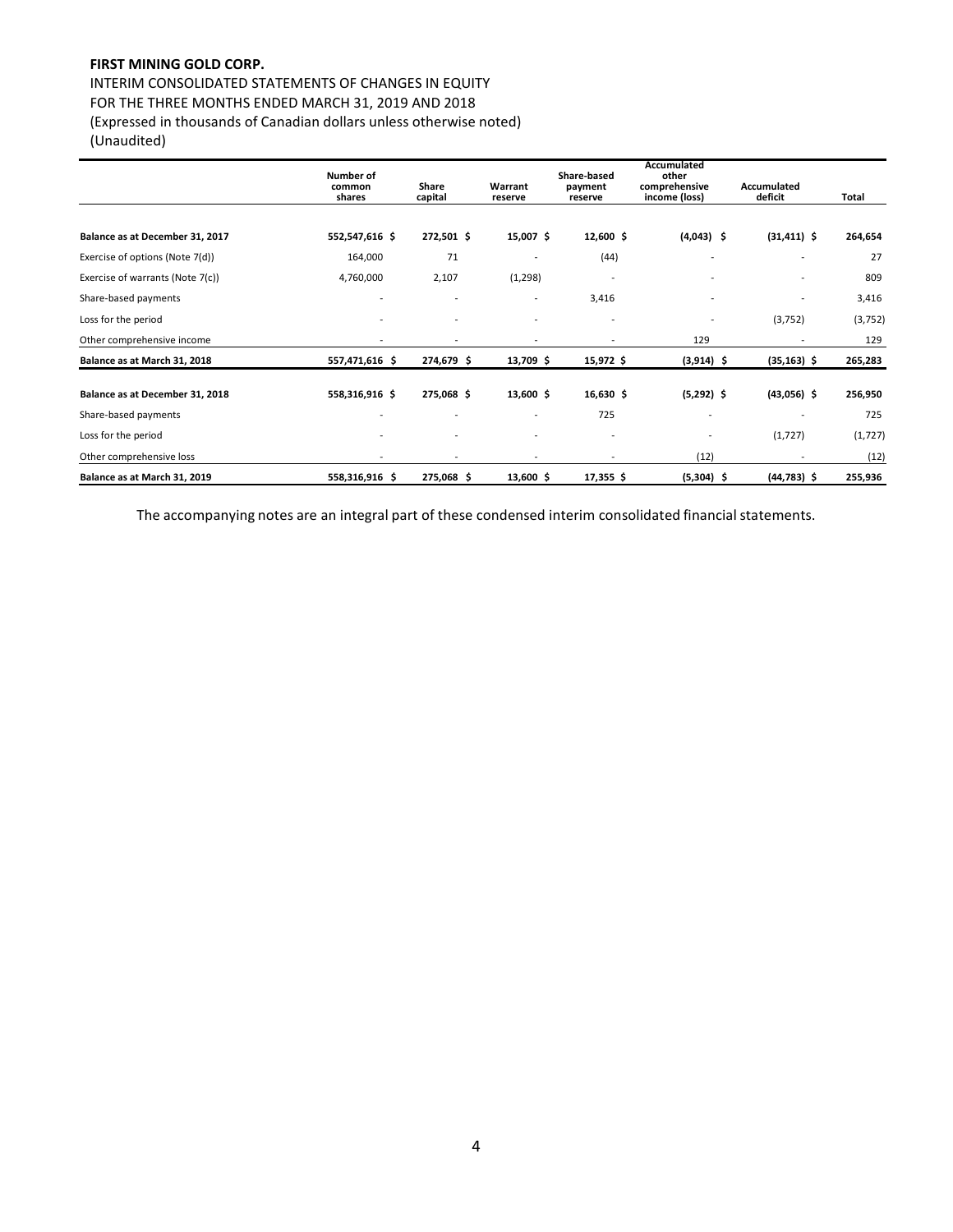**FIRST MINING GOLD CORP.**

INTERIM CONSOLIDATED STATEMENTS OF CHANGES IN EQUITY
FOR THE THREE MONTHS ENDED MARCH 31, 2019 AND 2018
(Expressed in thousands of Canadian dollars unless otherwise noted)
(Unaudited)

| | Number of common shares | Share capital | Warrant reserve | Share-based payment reserve | Accumulated other comprehensive income (loss) | Accumulated deficit | Total |
|---|---|---|---|---|---|---|---|
| **Balance as at December 31, 2017** | **552,547,616** | **$ 272,501** | **$ 15,007** | **$ 12,600** | **$ (4,043)** | **$ (31,411)** | **$ 264,654** |
| Exercise of options (Note 7(d)) | 164,000 | 71 | - | (44) | - | - | 27 |
| Exercise of warrants (Note 7(c)) | 4,760,000 | 2,107 | (1,298) | - | - | - | 809 |
| Share-based payments | - | - | - | 3,416 | - | - | 3,416 |
| Loss for the period | - | - | - | - | - | (3,752) | (3,752) |
| Other comprehensive income | - | - | - | - | 129 | - | 129 |
| **Balance as at March 31, 2018** | **557,471,616** | **$ 274,679** | **$ 13,709** | **$ 15,972** | **$ (3,914)** | **$ (35,163)** | **$ 265,283** |
| **Balance as at December 31, 2018** | **558,316,916** | **$ 275,068** | **$ 13,600** | **$ 16,630** | **$ (5,292)** | **$ (43,056)** | **$ 256,950** |
| Share-based payments | - | - | - | 725 | - | - | 725 |
| Loss for the period | - | - | - | - | - | (1,727) | (1,727) |
| Other comprehensive loss | - | - | - | - | (12) | - | (12) |
| **Balance as at March 31, 2019** | **558,316,916** | **$ 275,068** | **$ 13,600** | **$ 17,355** | **$ (5,304)** | **$ (44,783)** | **$ 255,936** |

The accompanying notes are an integral part of these condensed interim consolidated financial statements.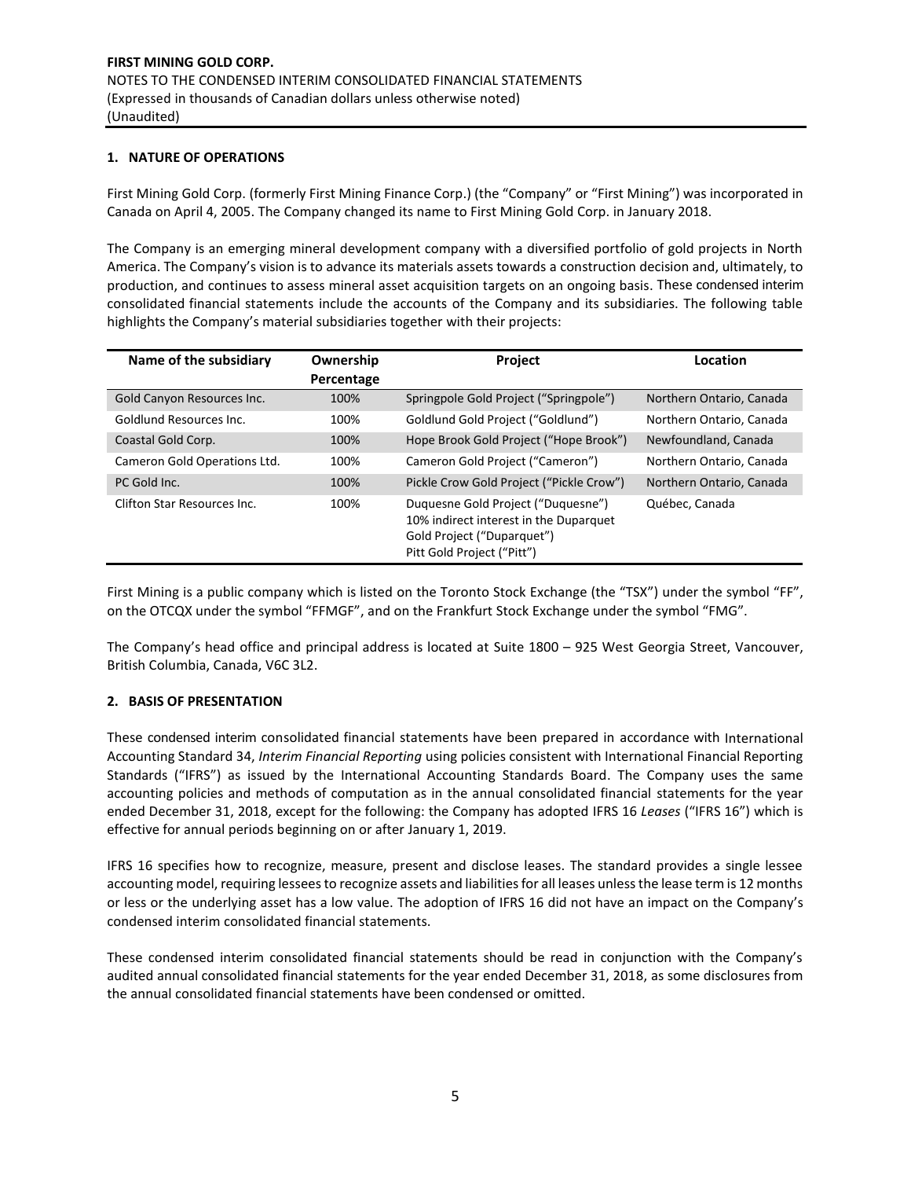## 1. NATURE OF OPERATIONS

First Mining Gold Corp. (formerly First Mining Finance Corp.) (the "Company" or "First Mining") was incorporated in Canada on April 4, 2005. The Company changed its name to First Mining Gold Corp. in January 2018.

The Company is an emerging mineral development company with a diversified portfolio of gold projects in North America. The Company's vision is to advance its materials assets towards a construction decision and, ultimately, to production, and continues to assess mineral asset acquisition targets on an ongoing basis. These condensed interim consolidated financial statements include the accounts of the Company and its subsidiaries. The following table highlights the Company's material subsidiaries together with their projects:

| Name of the subsidiary | Ownership Percentage | Project | Location |
|---|---|---|---|
| Gold Canyon Resources Inc. | 100% | Springpole Gold Project ("Springpole") | Northern Ontario, Canada |
| Goldlund Resources Inc. | 100% | Goldlund Gold Project ("Goldlund") | Northern Ontario, Canada |
| Coastal Gold Corp. | 100% | Hope Brook Gold Project ("Hope Brook") | Newfoundland, Canada |
| Cameron Gold Operations Ltd. | 100% | Cameron Gold Project ("Cameron") | Northern Ontario, Canada |
| PC Gold Inc. | 100% | Pickle Crow Gold Project ("Pickle Crow") | Northern Ontario, Canada |
| Clifton Star Resources Inc. | 100% | Duquesne Gold Project ("Duquesne") 10% indirect interest in the Duparquet Gold Project ("Duparquet") Pitt Gold Project ("Pitt") | Québec, Canada |

First Mining is a public company which is listed on the Toronto Stock Exchange (the "TSX") under the symbol "FF", on the OTCQX under the symbol "FFMGF", and on the Frankfurt Stock Exchange under the symbol "FMG".

The Company's head office and principal address is located at Suite 1800 – 925 West Georgia Street, Vancouver, British Columbia, Canada, V6C 3L2.

## 2. BASIS OF PRESENTATION

These condensed interim consolidated financial statements have been prepared in accordance with International Accounting Standard 34, *Interim Financial Reporting* using policies consistent with International Financial Reporting Standards ("IFRS") as issued by the International Accounting Standards Board. The Company uses the same accounting policies and methods of computation as in the annual consolidated financial statements for the year ended December 31, 2018, except for the following: the Company has adopted IFRS 16 *Leases* ("IFRS 16") which is effective for annual periods beginning on or after January 1, 2019.

IFRS 16 specifies how to recognize, measure, present and disclose leases. The standard provides a single lessee accounting model, requiring lessees to recognize assets and liabilities for all leases unless the lease term is 12 months or less or the underlying asset has a low value. The adoption of IFRS 16 did not have an impact on the Company's condensed interim consolidated financial statements.

These condensed interim consolidated financial statements should be read in conjunction with the Company's audited annual consolidated financial statements for the year ended December 31, 2018, as some disclosures from the annual consolidated financial statements have been condensed or omitted.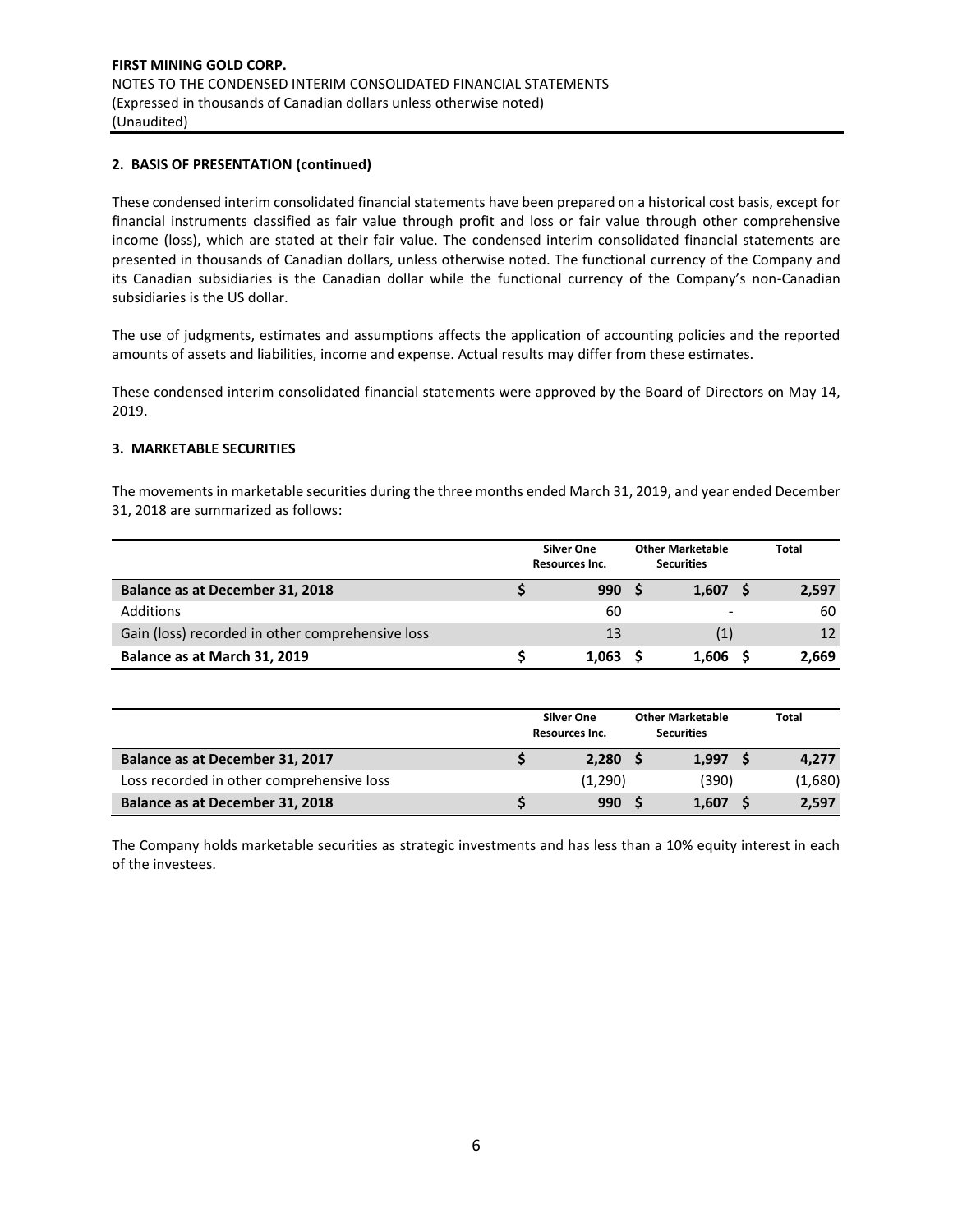## 2. BASIS OF PRESENTATION (continued)

These condensed interim consolidated financial statements have been prepared on a historical cost basis, except for financial instruments classified as fair value through profit and loss or fair value through other comprehensive income (loss), which are stated at their fair value. The condensed interim consolidated financial statements are presented in thousands of Canadian dollars, unless otherwise noted. The functional currency of the Company and its Canadian subsidiaries is the Canadian dollar while the functional currency of the Company's non-Canadian subsidiaries is the US dollar.

The use of judgments, estimates and assumptions affects the application of accounting policies and the reported amounts of assets and liabilities, income and expense. Actual results may differ from these estimates.

These condensed interim consolidated financial statements were approved by the Board of Directors on May 14, 2019.

## 3. MARKETABLE SECURITIES

The movements in marketable securities during the three months ended March 31, 2019, and year ended December 31, 2018 are summarized as follows:

| | Silver One Resources Inc. | Other Marketable Securities | Total |
|---|---|---|---|
| **Balance as at December 31, 2018** | **$ 990** | **$ 1,607** | **$ 2,597** |
| Additions | 60 | - | 60 |
| Gain (loss) recorded in other comprehensive loss | 13 | (1) | 12 |
| **Balance as at March 31, 2019** | **$ 1,063** | **$ 1,606** | **$ 2,669** |

| | Silver One Resources Inc. | Other Marketable Securities | Total |
|---|---|---|---|
| **Balance as at December 31, 2017** | **$ 2,280** | **$ 1,997** | **$ 4,277** |
| Loss recorded in other comprehensive loss | (1,290) | (390) | (1,680) |
| **Balance as at December 31, 2018** | **$ 990** | **$ 1,607** | **$ 2,597** |

The Company holds marketable securities as strategic investments and has less than a 10% equity interest in each of the investees.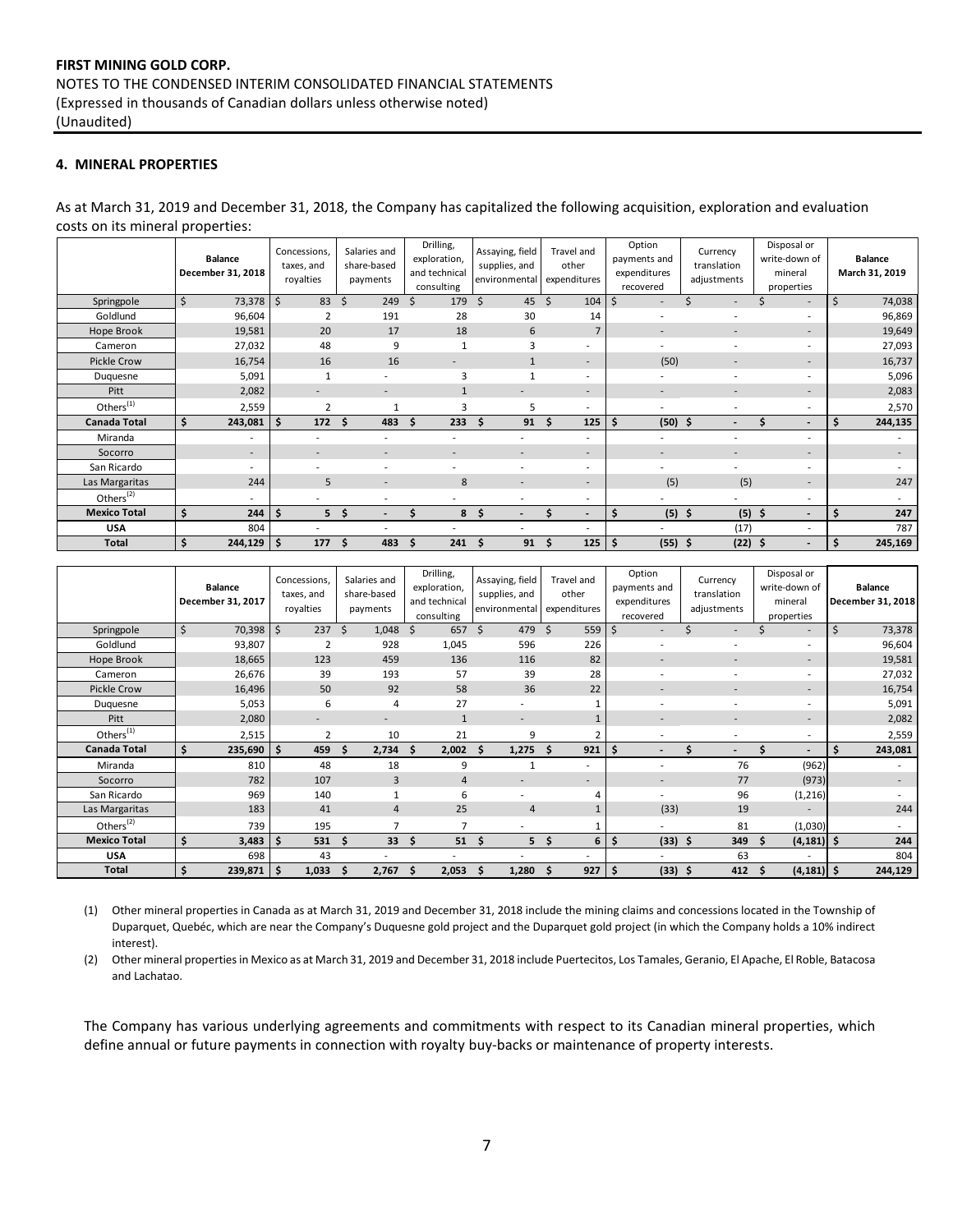**FIRST MINING GOLD CORP.**
NOTES TO THE CONDENSED INTERIM CONSOLIDATED FINANCIAL STATEMENTS
(Expressed in thousands of Canadian dollars unless otherwise noted)
(Unaudited)

## 4. MINERAL PROPERTIES

As at March 31, 2019 and December 31, 2018, the Company has capitalized the following acquisition, exploration and evaluation costs on its mineral properties:

| | Balance December 31, 2018 | Concessions, taxes, and royalties | Salaries and share-based payments | Drilling, exploration, and technical consulting | Assaying, field supplies, and environmental | Travel and other expenditures | Option payments and expenditures recovered | Currency translation adjustments | Disposal or write-down of mineral properties | Balance March 31, 2019 |
|---|---|---|---|---|---|---|---|---|---|---|
| Springpole | $ 73,378 | $ 83 | $ 249 | $ 179 | $ 45 | $ 104 | $ - | $ - | $ - | $ 74,038 |
| Goldlund | 96,604 | 2 | 191 | 28 | 30 | 14 | - | - | - | 96,869 |
| Hope Brook | 19,581 | 20 | 17 | 18 | 6 | 7 | - | - | - | 19,649 |
| Cameron | 27,032 | 48 | 9 | 1 | 3 | - | - | - | - | 27,093 |
| Pickle Crow | 16,754 | 16 | 16 | - | 1 | - | (50) | - | - | 16,737 |
| Duquesne | 5,091 | 1 | - | 3 | 1 | - | - | - | - | 5,096 |
| Pitt | 2,082 | - | - | 1 | - | - | - | - | - | 2,083 |
| Others[(1)] | 2,559 | 2 | 1 | 3 | 5 | - | - | - | - | 2,570 |
| **Canada Total** | **$ 243,081** | **$ 172** | **$ 483** | **$ 233** | **$ 91** | **$ 125** | **$ (50)** | **$ -** | **$ -** | **$ 244,135** |
| Miranda | - | - | - | - | - | - | - | - | - | - |
| Socorro | - | - | - | - | - | - | - | - | - | - |
| San Ricardo | - | - | - | - | - | - | - | - | - | - |
| Las Margaritas | 244 | 5 | - | 8 | - | - | (5) | (5) | - | 247 |
| Others[(2)] | - | - | - | - | - | - | - | - | - | - |
| **Mexico Total** | **$ 244** | **$ 5** | **$ -** | **$ 8** | **$ -** | **$ -** | **$ (5)** | **$ (5)** | **$ -** | **$ 247** |
| **USA** | 804 | - | - | - | - | - | - | (17) | - | 787 |
| **Total** | **$ 244,129** | **$ 177** | **$ 483** | **$ 241** | **$ 91** | **$ 125** | **$ (55)** | **$ (22)** | **$ -** | **$ 245,169** |

| | Balance December 31, 2017 | Concessions, taxes, and royalties | Salaries and share-based payments | Drilling, exploration, and technical consulting | Assaying, field supplies, and environmental | Travel and other expenditures | Option payments and expenditures recovered | Currency translation adjustments | Disposal or write-down of mineral properties | Balance December 31, 2018 |
|---|---|---|---|---|---|---|---|---|---|---|
| Springpole | $ 70,398 | $ 237 | $ 1,048 | $ 657 | $ 479 | $ 559 | $ - | $ - | $ - | $ 73,378 |
| Goldlund | 93,807 | 2 | 928 | 1,045 | 596 | 226 | - | - | - | 96,604 |
| Hope Brook | 18,665 | 123 | 459 | 136 | 116 | 82 | - | - | - | 19,581 |
| Cameron | 26,676 | 39 | 193 | 57 | 39 | 28 | - | - | - | 27,032 |
| Pickle Crow | 16,496 | 50 | 92 | 58 | 36 | 22 | - | - | - | 16,754 |
| Duquesne | 5,053 | 6 | 4 | 27 | - | 1 | - | - | - | 5,091 |
| Pitt | 2,080 | - | - | 1 | - | 1 | - | - | - | 2,082 |
| Others[(1)] | 2,515 | 2 | 10 | 21 | 9 | 2 | - | - | - | 2,559 |
| **Canada Total** | **$ 235,690** | **$ 459** | **$ 2,734** | **$ 2,002** | **$ 1,275** | **$ 921** | **$ -** | **$ -** | **$ -** | **$ 243,081** |
| Miranda | 810 | 48 | 18 | 9 | 1 | - | - | 76 | (962) | - |
| Socorro | 782 | 107 | 3 | 4 | - | - | - | 77 | (973) | - |
| San Ricardo | 969 | 140 | 1 | 6 | - | 4 | - | 96 | (1,216) | - |
| Las Margaritas | 183 | 41 | 4 | 25 | 4 | 1 | (33) | 19 | - | 244 |
| Others[(2)] | 739 | 195 | 7 | 7 | - | 1 | - | 81 | (1,030) | - |
| **Mexico Total** | **$ 3,483** | **$ 531** | **$ 33** | **$ 51** | **$ 5** | **$ 6** | **$ (33)** | **$ 349** | **$ (4,181)** | **$ 244** |
| **USA** | 698 | 43 | - | - | - | - | - | 63 | - | 804 |
| **Total** | **$ 239,871** | **$ 1,033** | **$ 2,767** | **$ 2,053** | **$ 1,280** | **$ 927** | **$ (33)** | **$ 412** | **$ (4,181)** | **$ 244,129** |

(1) Other mineral properties in Canada as at March 31, 2019 and December 31, 2018 include the mining claims and concessions located in the Township of Duparquet, Quebéc, which are near the Company's Duquesne gold project and the Duparquet gold project (in which the Company holds a 10% indirect interest).

(2) Other mineral properties in Mexico as at March 31, 2019 and December 31, 2018 include Puertecitos, Los Tamales, Geranio, El Apache, El Roble, Batacosa and Lachatao.

The Company has various underlying agreements and commitments with respect to its Canadian mineral properties, which define annual or future payments in connection with royalty buy-backs or maintenance of property interests.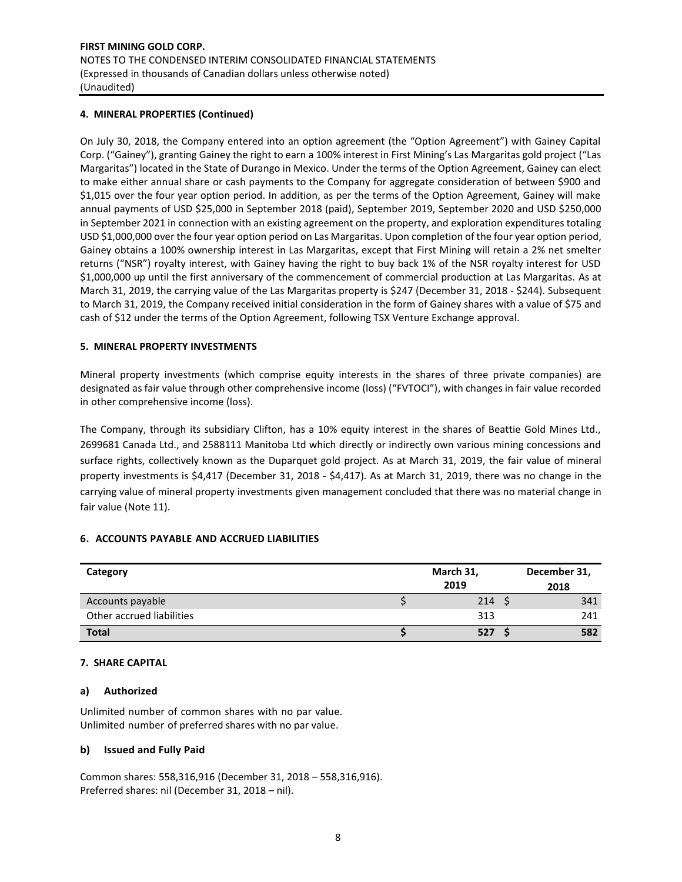## 4. MINERAL PROPERTIES (Continued)

On July 30, 2018, the Company entered into an option agreement (the "Option Agreement") with Gainey Capital Corp. ("Gainey"), granting Gainey the right to earn a 100% interest in First Mining's Las Margaritas gold project ("Las Margaritas") located in the State of Durango in Mexico. Under the terms of the Option Agreement, Gainey can elect to make either annual share or cash payments to the Company for aggregate consideration of between $900 and $1,015 over the four year option period. In addition, as per the terms of the Option Agreement, Gainey will make annual payments of USD $25,000 in September 2018 (paid), September 2019, September 2020 and USD $250,000 in September 2021 in connection with an existing agreement on the property, and exploration expenditures totaling USD $1,000,000 over the four year option period on Las Margaritas. Upon completion of the four year option period, Gainey obtains a 100% ownership interest in Las Margaritas, except that First Mining will retain a 2% net smelter returns ("NSR") royalty interest, with Gainey having the right to buy back 1% of the NSR royalty interest for USD $1,000,000 up until the first anniversary of the commencement of commercial production at Las Margaritas. As at March 31, 2019, the carrying value of the Las Margaritas property is $247 (December 31, 2018 - $244). Subsequent to March 31, 2019, the Company received initial consideration in the form of Gainey shares with a value of $75 and cash of $12 under the terms of the Option Agreement, following TSX Venture Exchange approval.

## 5. MINERAL PROPERTY INVESTMENTS

Mineral property investments (which comprise equity interests in the shares of three private companies) are designated as fair value through other comprehensive income (loss) ("FVTOCI"), with changes in fair value recorded in other comprehensive income (loss).

The Company, through its subsidiary Clifton, has a 10% equity interest in the shares of Beattie Gold Mines Ltd., 2699681 Canada Ltd., and 2588111 Manitoba Ltd which directly or indirectly own various mining concessions and surface rights, collectively known as the Duparquet gold project. As at March 31, 2019, the fair value of mineral property investments is $4,417 (December 31, 2018 - $4,417). As at March 31, 2019, there was no change in the carrying value of mineral property investments given management concluded that there was no material change in fair value (Note 11).

## 6. ACCOUNTS PAYABLE AND ACCRUED LIABILITIES

| Category | March 31, 2019 | December 31, 2018 |
|---|---|---|
| Accounts payable | $ 214 | $ 341 |
| Other accrued liabilities | 313 | 241 |
| **Total** | **$ 527** | **$ 582** |

## 7. SHARE CAPITAL

### a) Authorized

Unlimited number of common shares with no par value.
Unlimited number of preferred shares with no par value.

### b) Issued and Fully Paid

Common shares: 558,316,916 (December 31, 2018 – 558,316,916).
Preferred shares: nil (December 31, 2018 – nil).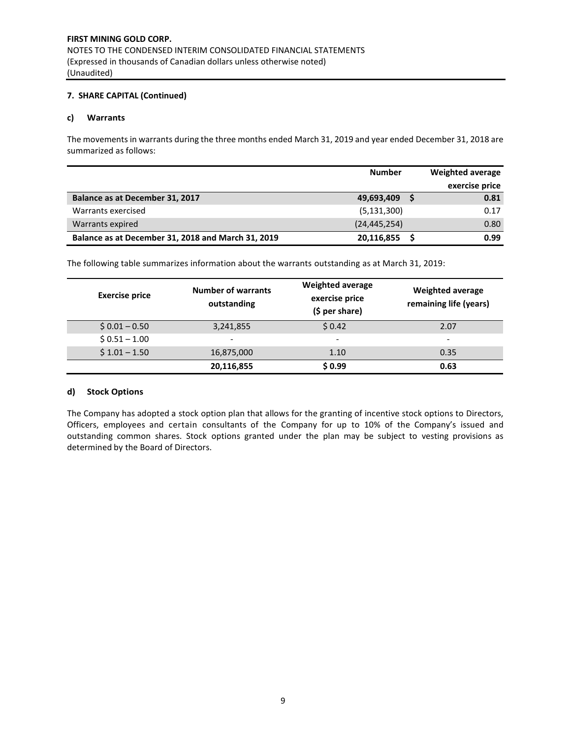**FIRST MINING GOLD CORP.**
NOTES TO THE CONDENSED INTERIM CONSOLIDATED FINANCIAL STATEMENTS
(Expressed in thousands of Canadian dollars unless otherwise noted)
(Unaudited)

## 7. SHARE CAPITAL (Continued)

### c) Warrants

The movements in warrants during the three months ended March 31, 2019 and year ended December 31, 2018 are summarized as follows:

| | Number | Weighted average exercise price |
|---|---|---|
| **Balance as at December 31, 2017** | **49,693,409** | **$ 0.81** |
| Warrants exercised | (5,131,300) | 0.17 |
| Warrants expired | (24,445,254) | 0.80 |
| **Balance as at December 31, 2018 and March 31, 2019** | **20,116,855** | **$ 0.99** |

The following table summarizes information about the warrants outstanding as at March 31, 2019:

| Exercise price | Number of warrants outstanding | Weighted average exercise price ($ per share) | Weighted average remaining life (years) |
|---|---|---|---|
| $ 0.01 – 0.50 | 3,241,855 | $ 0.42 | 2.07 |
| $ 0.51 – 1.00 | - | - | - |
| $ 1.01 – 1.50 | 16,875,000 | 1.10 | 0.35 |
| | **20,116,855** | **$ 0.99** | **0.63** |

### d) Stock Options

The Company has adopted a stock option plan that allows for the granting of incentive stock options to Directors, Officers, employees and certain consultants of the Company for up to 10% of the Company's issued and outstanding common shares. Stock options granted under the plan may be subject to vesting provisions as determined by the Board of Directors.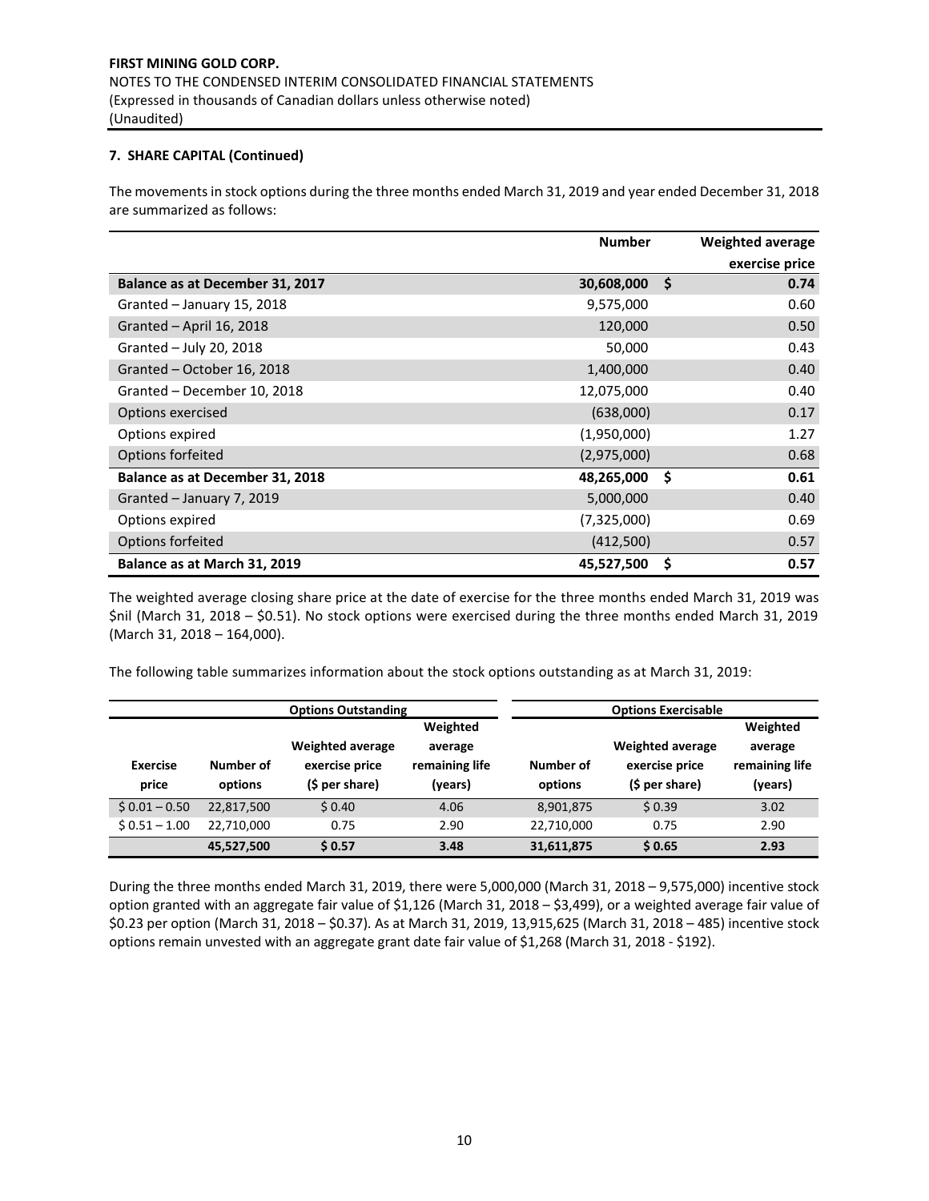**FIRST MINING GOLD CORP.**
NOTES TO THE CONDENSED INTERIM CONSOLIDATED FINANCIAL STATEMENTS
(Expressed in thousands of Canadian dollars unless otherwise noted)
(Unaudited)

**7. SHARE CAPITAL (Continued)**

The movements in stock options during the three months ended March 31, 2019 and year ended December 31, 2018 are summarized as follows:

| | Number | Weighted average exercise price |
|---|---|---|
| **Balance as at December 31, 2017** | **30,608,000** | **$ 0.74** |
| Granted – January 15, 2018 | 9,575,000 | 0.60 |
| Granted – April 16, 2018 | 120,000 | 0.50 |
| Granted – July 20, 2018 | 50,000 | 0.43 |
| Granted – October 16, 2018 | 1,400,000 | 0.40 |
| Granted – December 10, 2018 | 12,075,000 | 0.40 |
| Options exercised | (638,000) | 0.17 |
| Options expired | (1,950,000) | 1.27 |
| Options forfeited | (2,975,000) | 0.68 |
| **Balance as at December 31, 2018** | **48,265,000** | **$ 0.61** |
| Granted – January 7, 2019 | 5,000,000 | 0.40 |
| Options expired | (7,325,000) | 0.69 |
| Options forfeited | (412,500) | 0.57 |
| **Balance as at March 31, 2019** | **45,527,500** | **$ 0.57** |

The weighted average closing share price at the date of exercise for the three months ended March 31, 2019 was $nil (March 31, 2018 – $0.51). No stock options were exercised during the three months ended March 31, 2019 (March 31, 2018 – 164,000).

The following table summarizes information about the stock options outstanding as at March 31, 2019:

| | Options Outstanding | | | Options Exercisable | | |
|---|---|---|---|---|---|---|
| Exercise price | Number of options | Weighted average exercise price ($ per share) | Weighted average remaining life (years) | Number of options | Weighted average exercise price ($ per share) | Weighted average remaining life (years) |
| $ 0.01 – 0.50 | 22,817,500 | $ 0.40 | 4.06 | 8,901,875 | $ 0.39 | 3.02 |
| $ 0.51 – 1.00 | 22,710,000 | 0.75 | 2.90 | 22,710,000 | 0.75 | 2.90 |
| | **45,527,500** | **$ 0.57** | **3.48** | **31,611,875** | **$ 0.65** | **2.93** |

During the three months ended March 31, 2019, there were 5,000,000 (March 31, 2018 – 9,575,000) incentive stock option granted with an aggregate fair value of $1,126 (March 31, 2018 – $3,499), or a weighted average fair value of $0.23 per option (March 31, 2018 – $0.37). As at March 31, 2019, 13,915,625 (March 31, 2018 – 485) incentive stock options remain unvested with an aggregate grant date fair value of $1,268 (March 31, 2018 - $192).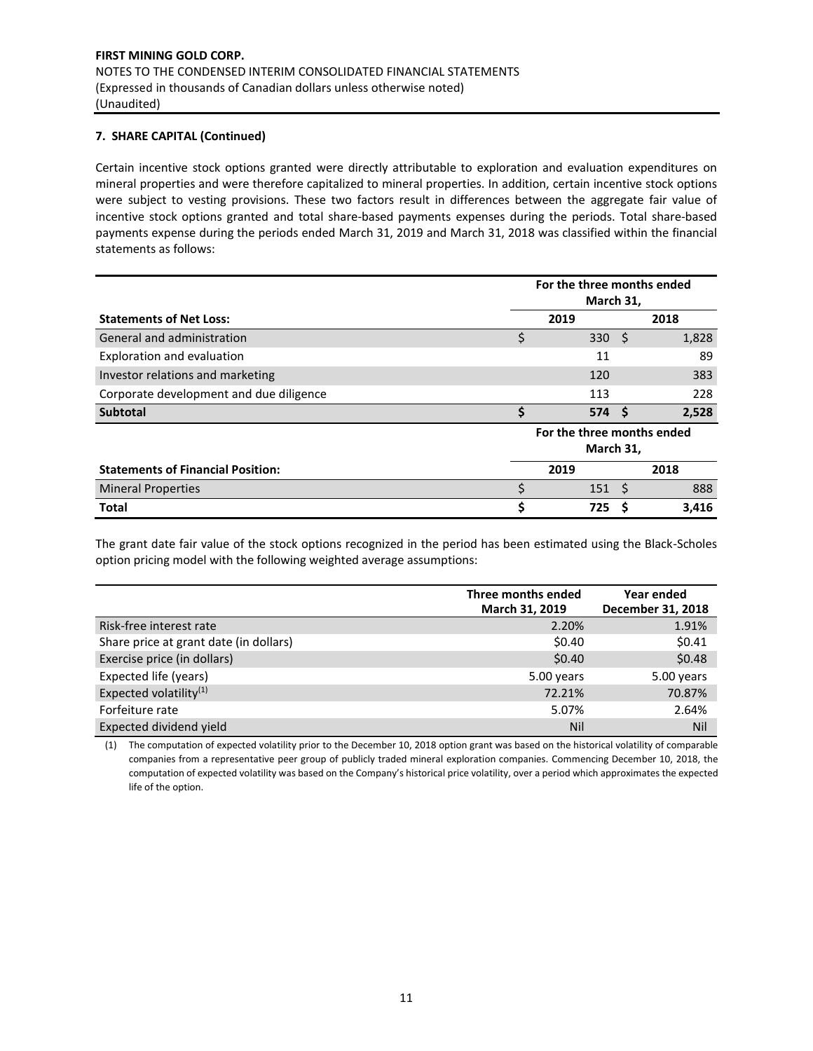### 7. SHARE CAPITAL (Continued)

Certain incentive stock options granted were directly attributable to exploration and evaluation expenditures on mineral properties and were therefore capitalized to mineral properties. In addition, certain incentive stock options were subject to vesting provisions. These two factors result in differences between the aggregate fair value of incentive stock options granted and total share-based payments expenses during the periods. Total share-based payments expense during the periods ended March 31, 2019 and March 31, 2018 was classified within the financial statements as follows:

| | For the three months ended March 31, | |
|---|---|---|
| **Statements of Net Loss:** | **2019** | **2018** |
| General and administration | $ 330 | $ 1,828 |
| Exploration and evaluation | 11 | 89 |
| Investor relations and marketing | 120 | 383 |
| Corporate development and due diligence | 113 | 228 |
| **Subtotal** | **$ 574** | **$ 2,528** |
| | **For the three months ended March 31,** | |
| **Statements of Financial Position:** | **2019** | **2018** |
| Mineral Properties | $ 151 | $ 888 |
| **Total** | **$ 725** | **$ 3,416** |

The grant date fair value of the stock options recognized in the period has been estimated using the Black-Scholes option pricing model with the following weighted average assumptions:

| | Three months ended March 31, 2019 | Year ended December 31, 2018 |
|---|---|---|
| Risk-free interest rate | 2.20% | 1.91% |
| Share price at grant date (in dollars) | $0.40 | $0.41 |
| Exercise price (in dollars) | $0.40 | $0.48 |
| Expected life (years) | 5.00 years | 5.00 years |
| Expected volatility(1) | 72.21% | 70.87% |
| Forfeiture rate | 5.07% | 2.64% |
| Expected dividend yield | Nil | Nil |

(1) The computation of expected volatility prior to the December 10, 2018 option grant was based on the historical volatility of comparable companies from a representative peer group of publicly traded mineral exploration companies. Commencing December 10, 2018, the computation of expected volatility was based on the Company's historical price volatility, over a period which approximates the expected life of the option.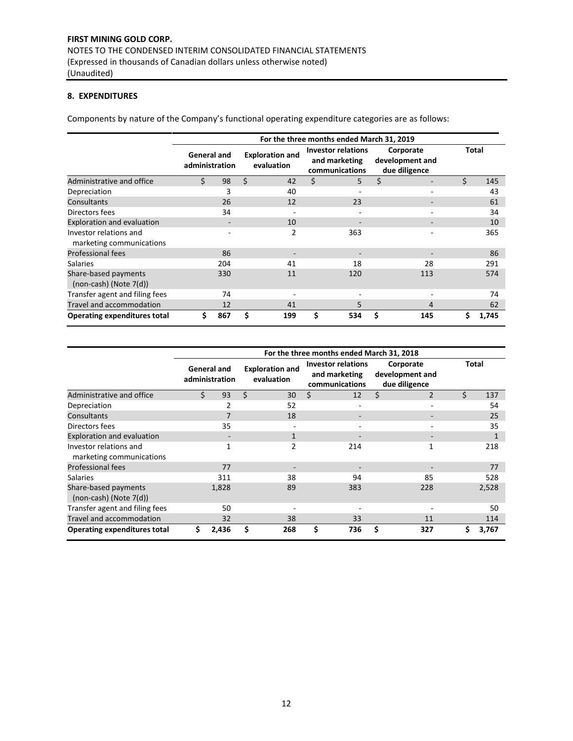## 8. EXPENDITURES

Components by nature of the Company's functional operating expenditure categories are as follows:

| | For the three months ended March 31, 2019 | | | | |
|---|---|---|---|---|---|
| | General and administration | Exploration and evaluation | Investor relations and marketing communications | Corporate development and due diligence | Total |
| Administrative and office | $ 98 | $ 42 | $ 5 | $ - | $ 145 |
| Depreciation | 3 | 40 | - | - | 43 |
| Consultants | 26 | 12 | 23 | - | 61 |
| Directors fees | 34 | - | - | - | 34 |
| Exploration and evaluation | - | 10 | - | - | 10 |
| Investor relations and marketing communications | - | 2 | 363 | - | 365 |
| Professional fees | 86 | - | - | - | 86 |
| Salaries | 204 | 41 | 18 | 28 | 291 |
| Share-based payments (non-cash) (Note 7(d)) | 330 | 11 | 120 | 113 | 574 |
| Transfer agent and filing fees | 74 | - | - | - | 74 |
| Travel and accommodation | 12 | 41 | 5 | 4 | 62 |
| **Operating expenditures total** | **$ 867** | **$ 199** | **$ 534** | **$ 145** | **$ 1,745** |

| | For the three months ended March 31, 2018 | | | | |
|---|---|---|---|---|---|
| | General and administration | Exploration and evaluation | Investor relations and marketing communications | Corporate development and due diligence | Total |
| Administrative and office | $ 93 | $ 30 | $ 12 | $ 2 | $ 137 |
| Depreciation | 2 | 52 | - | - | 54 |
| Consultants | 7 | 18 | - | - | 25 |
| Directors fees | 35 | - | - | - | 35 |
| Exploration and evaluation | - | 1 | - | - | 1 |
| Investor relations and marketing communications | 1 | 2 | 214 | 1 | 218 |
| Professional fees | 77 | - | - | - | 77 |
| Salaries | 311 | 38 | 94 | 85 | 528 |
| Share-based payments (non-cash) (Note 7(d)) | 1,828 | 89 | 383 | 228 | 2,528 |
| Transfer agent and filing fees | 50 | - | - | - | 50 |
| Travel and accommodation | 32 | 38 | 33 | 11 | 114 |
| **Operating expenditures total** | **$ 2,436** | **$ 268** | **$ 736** | **$ 327** | **$ 3,767** |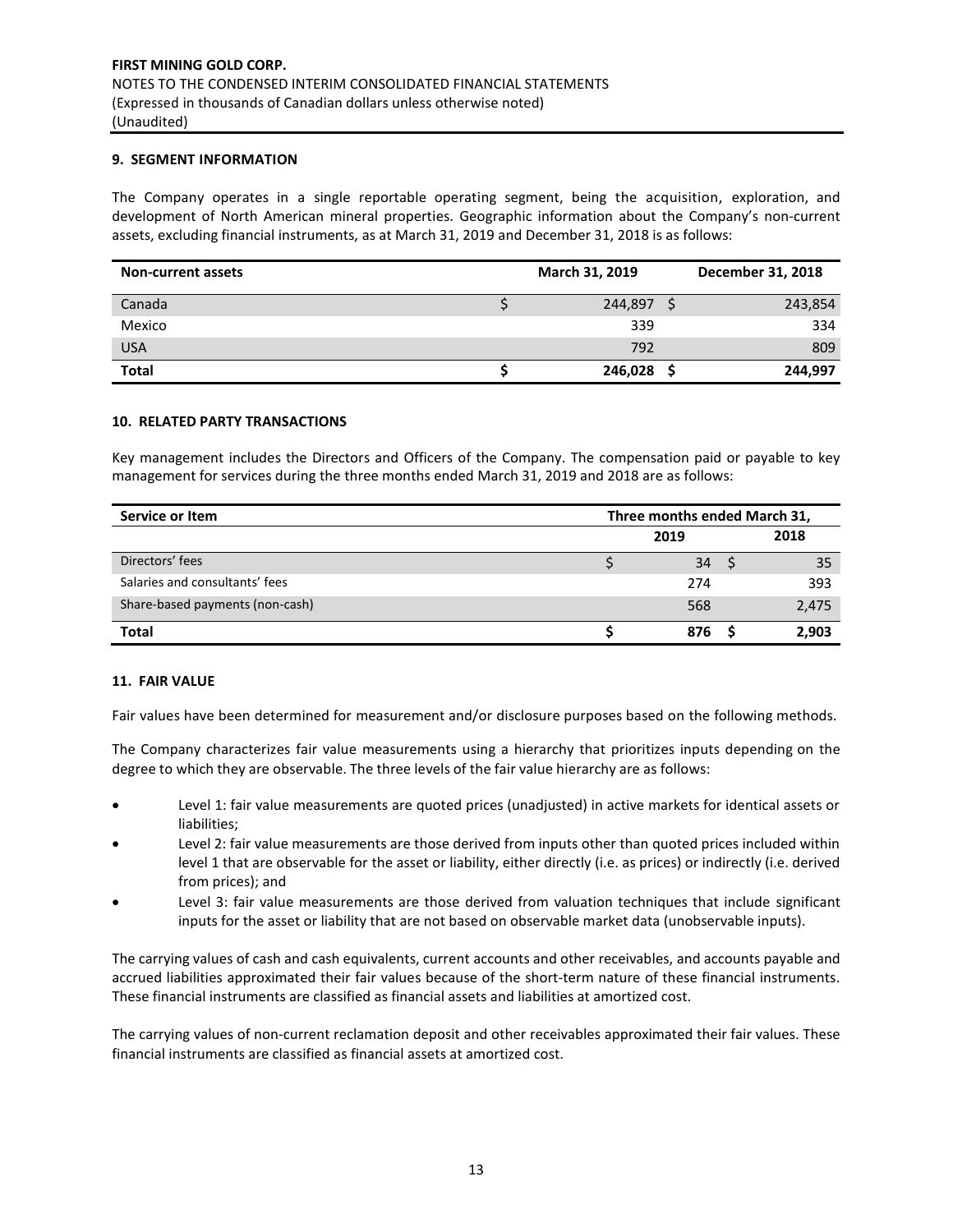## 9. SEGMENT INFORMATION

The Company operates in a single reportable operating segment, being the acquisition, exploration, and development of North American mineral properties. Geographic information about the Company's non-current assets, excluding financial instruments, as at March 31, 2019 and December 31, 2018 is as follows:

| Non-current assets | March 31, 2019 | December 31, 2018 |
|---|---|---|
| Canada | $ 244,897 | $ 243,854 |
| Mexico | 339 | 334 |
| USA | 792 | 809 |
| **Total** | **$ 246,028** | **$ 244,997** |

## 10. RELATED PARTY TRANSACTIONS

Key management includes the Directors and Officers of the Company. The compensation paid or payable to key management for services during the three months ended March 31, 2019 and 2018 are as follows:

| Service or Item | Three months ended March 31, | |
|---|---|---|
| | 2019 | 2018 |
| Directors' fees | $ 34 | $ 35 |
| Salaries and consultants' fees | 274 | 393 |
| Share-based payments (non-cash) | 568 | 2,475 |
| **Total** | **$ 876** | **$ 2,903** |

## 11. FAIR VALUE

Fair values have been determined for measurement and/or disclosure purposes based on the following methods.

The Company characterizes fair value measurements using a hierarchy that prioritizes inputs depending on the degree to which they are observable. The three levels of the fair value hierarchy are as follows:

- Level 1: fair value measurements are quoted prices (unadjusted) in active markets for identical assets or liabilities;
- Level 2: fair value measurements are those derived from inputs other than quoted prices included within level 1 that are observable for the asset or liability, either directly (i.e. as prices) or indirectly (i.e. derived from prices); and
- Level 3: fair value measurements are those derived from valuation techniques that include significant inputs for the asset or liability that are not based on observable market data (unobservable inputs).

The carrying values of cash and cash equivalents, current accounts and other receivables, and accounts payable and accrued liabilities approximated their fair values because of the short-term nature of these financial instruments. These financial instruments are classified as financial assets and liabilities at amortized cost.

The carrying values of non-current reclamation deposit and other receivables approximated their fair values. These financial instruments are classified as financial assets at amortized cost.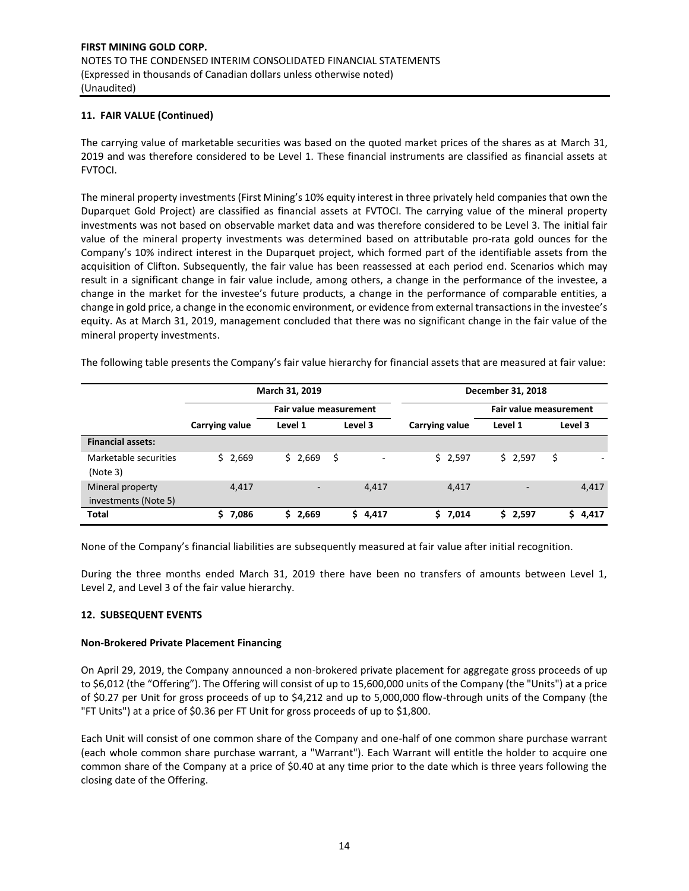## 11. FAIR VALUE (Continued)

The carrying value of marketable securities was based on the quoted market prices of the shares as at March 31, 2019 and was therefore considered to be Level 1. These financial instruments are classified as financial assets at FVTOCI.

The mineral property investments (First Mining's 10% equity interest in three privately held companies that own the Duparquet Gold Project) are classified as financial assets at FVTOCI. The carrying value of the mineral property investments was not based on observable market data and was therefore considered to be Level 3. The initial fair value of the mineral property investments was determined based on attributable pro-rata gold ounces for the Company's 10% indirect interest in the Duparquet project, which formed part of the identifiable assets from the acquisition of Clifton. Subsequently, the fair value has been reassessed at each period end. Scenarios which may result in a significant change in fair value include, among others, a change in the performance of the investee, a change in the market for the investee's future products, a change in the performance of comparable entities, a change in gold price, a change in the economic environment, or evidence from external transactions in the investee's equity. As at March 31, 2019, management concluded that there was no significant change in the fair value of the mineral property investments.

The following table presents the Company's fair value hierarchy for financial assets that are measured at fair value:

| | March 31, 2019 | | | December 31, 2018 | | |
|---|---|---|---|---|---|---|
| | | Fair value measurement | | | Fair value measurement | |
| | Carrying value | Level 1 | Level 3 | Carrying value | Level 1 | Level 3 |
| **Financial assets:** | | | | | | |
| Marketable securities (Note 3) | $ 2,669 | $ 2,669 | $ - | $ 2,597 | $ 2,597 | $ - |
| Mineral property investments (Note 5) | 4,417 | - | 4,417 | 4,417 | - | 4,417 |
| **Total** | **$ 7,086** | **$ 2,669** | **$ 4,417** | **$ 7,014** | **$ 2,597** | **$ 4,417** |

None of the Company's financial liabilities are subsequently measured at fair value after initial recognition.

During the three months ended March 31, 2019 there have been no transfers of amounts between Level 1, Level 2, and Level 3 of the fair value hierarchy.

## 12. SUBSEQUENT EVENTS

### Non-Brokered Private Placement Financing

On April 29, 2019, the Company announced a non-brokered private placement for aggregate gross proceeds of up to $6,012 (the "Offering"). The Offering will consist of up to 15,600,000 units of the Company (the "Units") at a price of $0.27 per Unit for gross proceeds of up to $4,212 and up to 5,000,000 flow-through units of the Company (the "FT Units") at a price of $0.36 per FT Unit for gross proceeds of up to $1,800.

Each Unit will consist of one common share of the Company and one-half of one common share purchase warrant (each whole common share purchase warrant, a "Warrant"). Each Warrant will entitle the holder to acquire one common share of the Company at a price of $0.40 at any time prior to the date which is three years following the closing date of the Offering.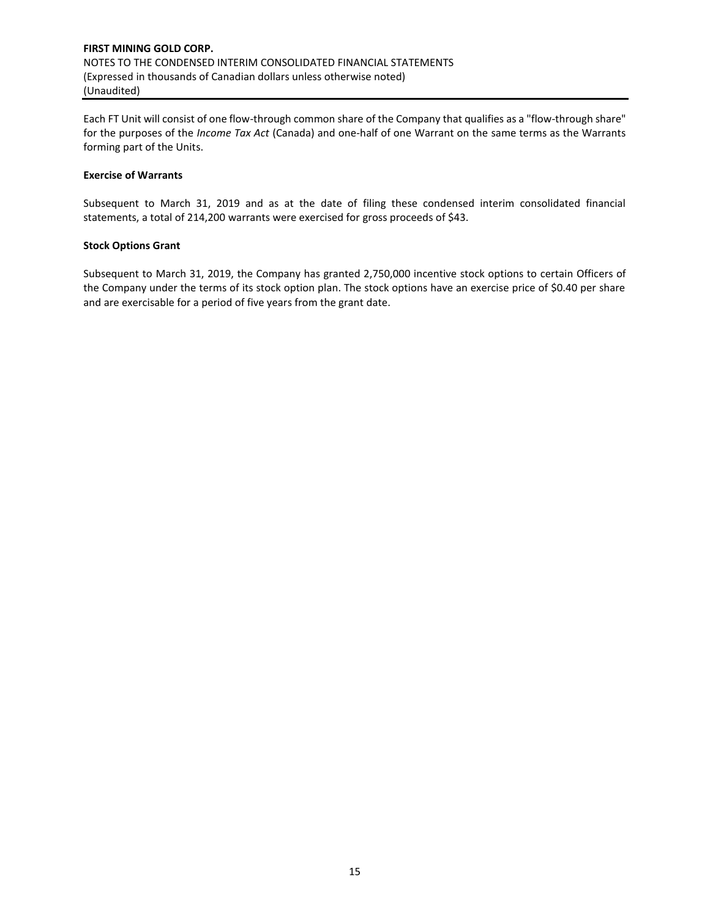Each FT Unit will consist of one flow-through common share of the Company that qualifies as a "flow-through share" for the purposes of the *Income Tax Act* (Canada) and one-half of one Warrant on the same terms as the Warrants forming part of the Units.

**Exercise of Warrants**

Subsequent to March 31, 2019 and as at the date of filing these condensed interim consolidated financial statements, a total of 214,200 warrants were exercised for gross proceeds of $43.

**Stock Options Grant**

Subsequent to March 31, 2019, the Company has granted 2,750,000 incentive stock options to certain Officers of the Company under the terms of its stock option plan. The stock options have an exercise price of $0.40 per share and are exercisable for a period of five years from the grant date.